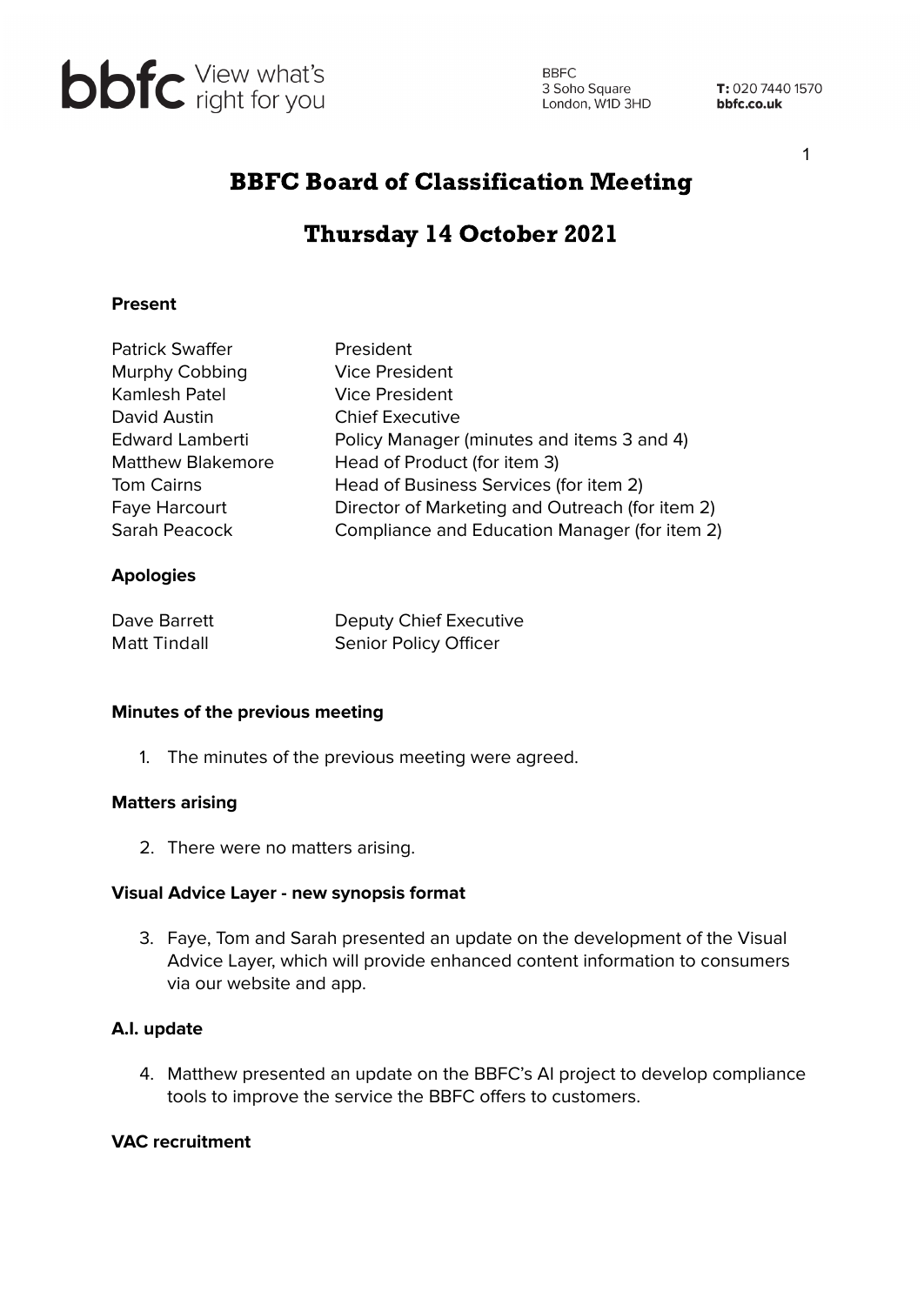bbfc View what's right for you

BBFC
3 Soho Square
London, W1D 3HD

**T:** 020 7440 1570
**bbfc.co.uk**

# BBFC Board of Classification Meeting

# Thursday 14 October 2021

**Present**

| | |
|---|---|
| Patrick Swaffer | President |
| Murphy Cobbing | Vice President |
| Kamlesh Patel | Vice President |
| David Austin | Chief Executive |
| Edward Lamberti | Policy Manager (minutes and items 3 and 4) |
| Matthew Blakemore | Head of Product (for item 3) |
| Tom Cairns | Head of Business Services (for item 2) |
| Faye Harcourt | Director of Marketing and Outreach (for item 2) |
| Sarah Peacock | Compliance and Education Manager (for item 2) |

**Apologies**

| | |
|---|---|
| Dave Barrett | Deputy Chief Executive |
| Matt Tindall | Senior Policy Officer |

**Minutes of the previous meeting**

1. The minutes of the previous meeting were agreed.

**Matters arising**

2. There were no matters arising.

**Visual Advice Layer - new synopsis format**

3. Faye, Tom and Sarah presented an update on the development of the Visual Advice Layer, which will provide enhanced content information to consumers via our website and app.

**A.I. update**

4. Matthew presented an update on the BBFC's AI project to develop compliance tools to improve the service the BBFC offers to customers.

**VAC recruitment**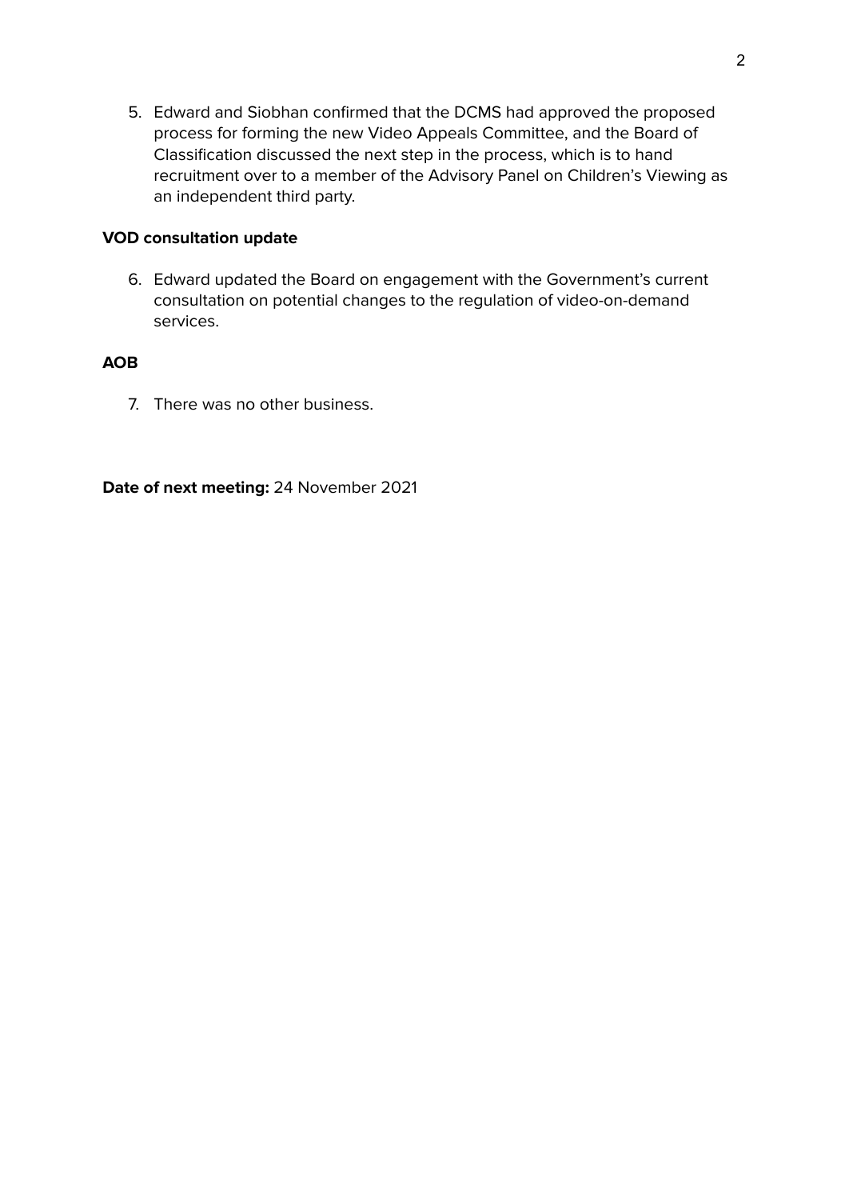5. Edward and Siobhan confirmed that the DCMS had approved the proposed process for forming the new Video Appeals Committee, and the Board of Classification discussed the next step in the process, which is to hand recruitment over to a member of the Advisory Panel on Children's Viewing as an independent third party.

**VOD consultation update**

6. Edward updated the Board on engagement with the Government's current consultation on potential changes to the regulation of video-on-demand services.

**AOB**

7. There was no other business.

**Date of next meeting:** 24 November 2021